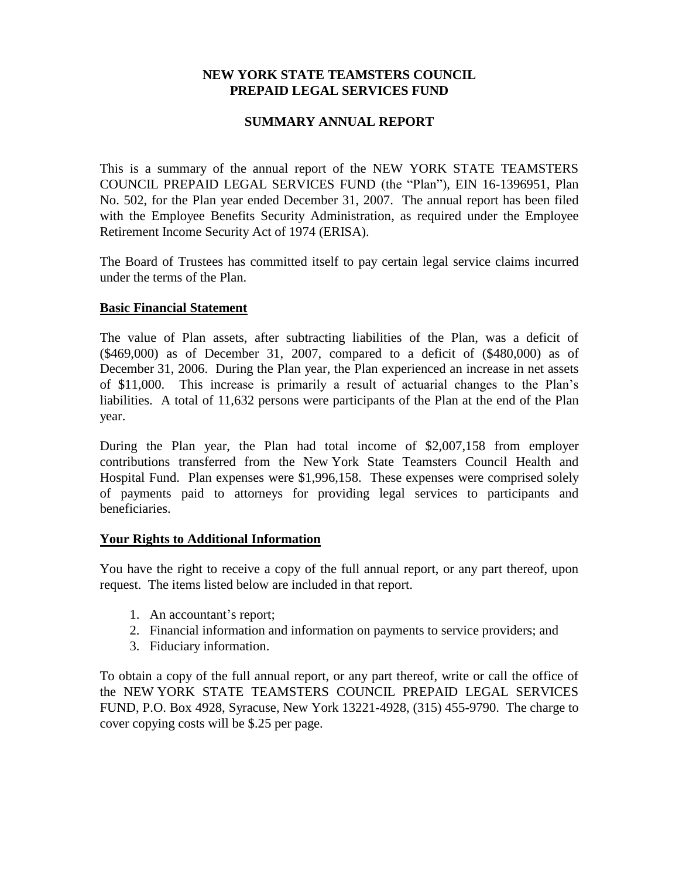# NEW YORK STATE TEAMSTERS COUNCIL PREPAID LEGAL SERVICES FUND

## SUMMARY ANNUAL REPORT

This is a summary of the annual report of the NEW YORK STATE TEAMSTERS COUNCIL PREPAID LEGAL SERVICES FUND (the "Plan"), EIN 16-1396951, Plan No. 502, for the Plan year ended December 31, 2007. The annual report has been filed with the Employee Benefits Security Administration, as required under the Employee Retirement Income Security Act of 1974 (ERISA).

The Board of Trustees has committed itself to pay certain legal service claims incurred under the terms of the Plan.

### Basic Financial Statement

The value of Plan assets, after subtracting liabilities of the Plan, was a deficit of ($469,000) as of December 31, 2007, compared to a deficit of ($480,000) as of December 31, 2006. During the Plan year, the Plan experienced an increase in net assets of $11,000. This increase is primarily a result of actuarial changes to the Plan's liabilities. A total of 11,632 persons were participants of the Plan at the end of the Plan year.

During the Plan year, the Plan had total income of $2,007,158 from employer contributions transferred from the New York State Teamsters Council Health and Hospital Fund. Plan expenses were $1,996,158. These expenses were comprised solely of payments paid to attorneys for providing legal services to participants and beneficiaries.

### Your Rights to Additional Information

You have the right to receive a copy of the full annual report, or any part thereof, upon request. The items listed below are included in that report.

1. An accountant's report;
2. Financial information and information on payments to service providers; and
3. Fiduciary information.

To obtain a copy of the full annual report, or any part thereof, write or call the office of the NEW YORK STATE TEAMSTERS COUNCIL PREPAID LEGAL SERVICES FUND, P.O. Box 4928, Syracuse, New York 13221-4928, (315) 455-9790. The charge to cover copying costs will be $.25 per page.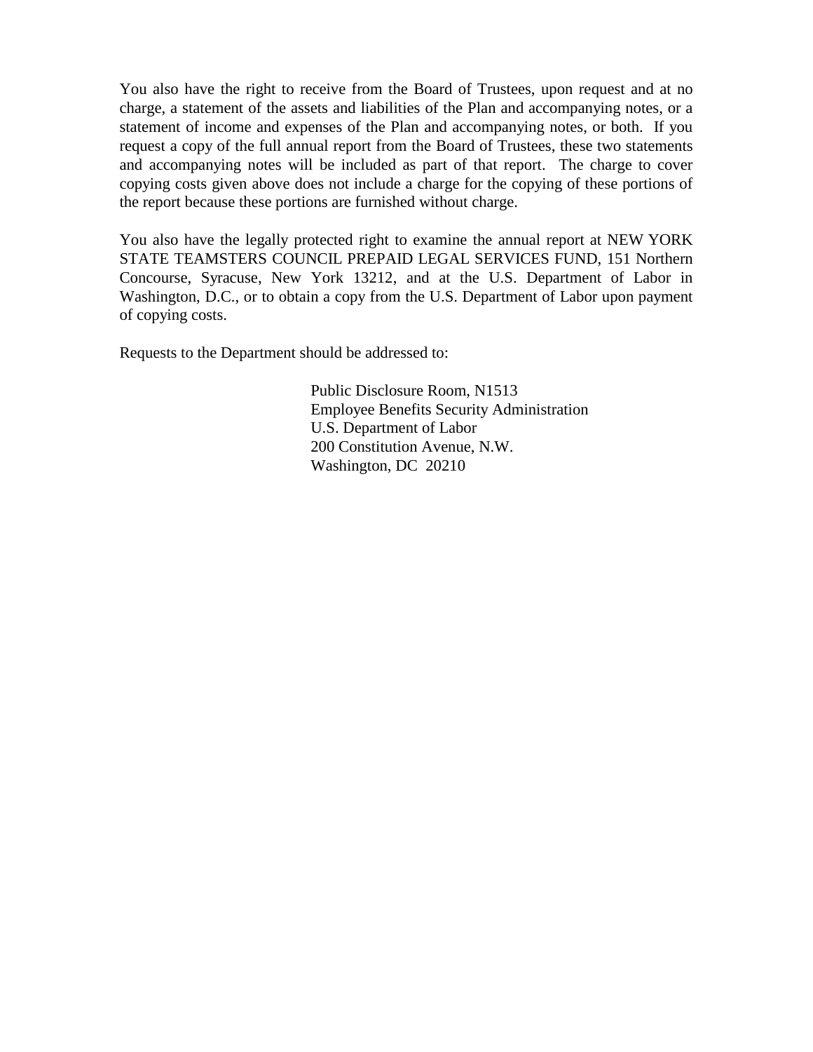You also have the right to receive from the Board of Trustees, upon request and at no charge, a statement of the assets and liabilities of the Plan and accompanying notes, or a statement of income and expenses of the Plan and accompanying notes, or both. If you request a copy of the full annual report from the Board of Trustees, these two statements and accompanying notes will be included as part of that report. The charge to cover copying costs given above does not include a charge for the copying of these portions of the report because these portions are furnished without charge.

You also have the legally protected right to examine the annual report at NEW YORK STATE TEAMSTERS COUNCIL PREPAID LEGAL SERVICES FUND, 151 Northern Concourse, Syracuse, New York 13212, and at the U.S. Department of Labor in Washington, D.C., or to obtain a copy from the U.S. Department of Labor upon payment of copying costs.

Requests to the Department should be addressed to:

Public Disclosure Room, N1513
Employee Benefits Security Administration
U.S. Department of Labor
200 Constitution Avenue, N.W.
Washington, DC 20210